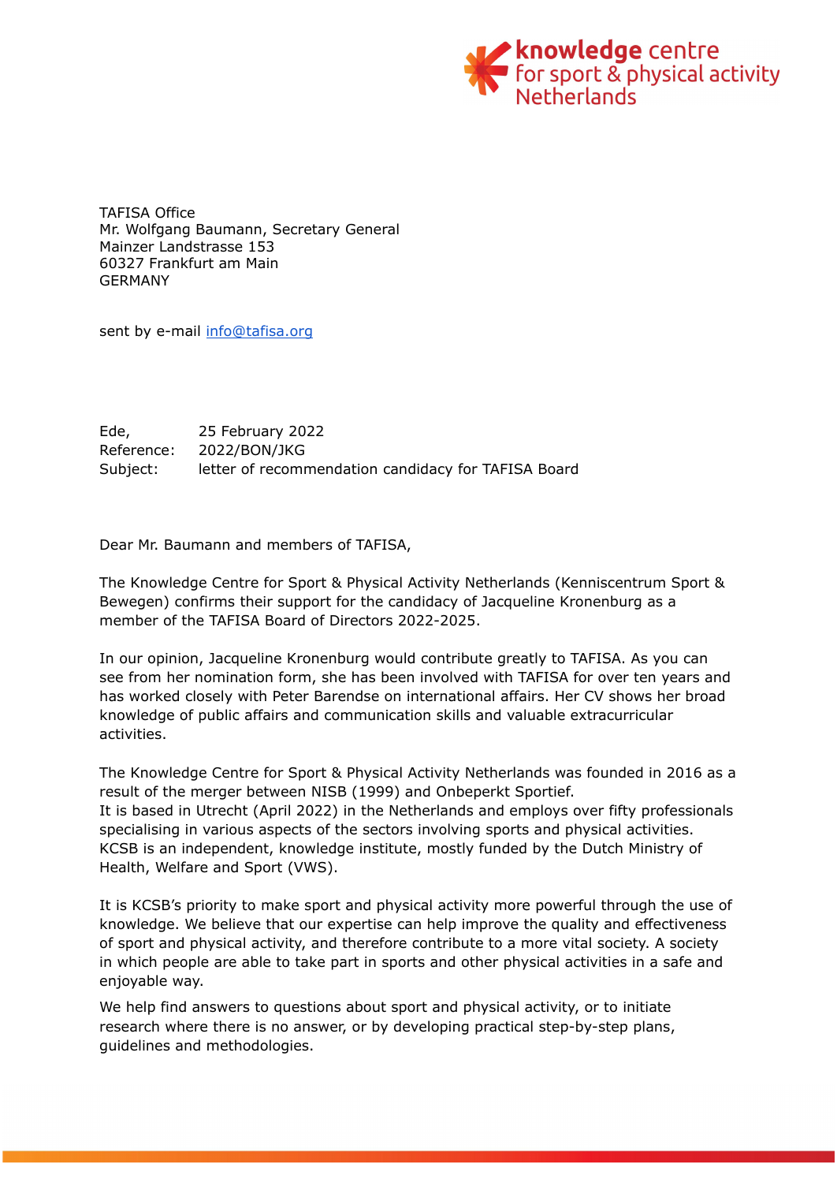knowledge centre
for sport & physical activity
Netherlands

TAFISA Office
Mr. Wolfgang Baumann, Secretary General
Mainzer Landstrasse 153
60327 Frankfurt am Main
GERMANY

sent by e-mail info@tafisa.org

Ede, 25 February 2022
Reference: 2022/BON/JKG
Subject: letter of recommendation candidacy for TAFISA Board

Dear Mr. Baumann and members of TAFISA,

The Knowledge Centre for Sport & Physical Activity Netherlands (Kenniscentrum Sport & Bewegen) confirms their support for the candidacy of Jacqueline Kronenburg as a member of the TAFISA Board of Directors 2022-2025.

In our opinion, Jacqueline Kronenburg would contribute greatly to TAFISA. As you can see from her nomination form, she has been involved with TAFISA for over ten years and has worked closely with Peter Barendse on international affairs. Her CV shows her broad knowledge of public affairs and communication skills and valuable extracurricular activities.

The Knowledge Centre for Sport & Physical Activity Netherlands was founded in 2016 as a result of the merger between NISB (1999) and Onbeperkt Sportief.
It is based in Utrecht (April 2022) in the Netherlands and employs over fifty professionals specialising in various aspects of the sectors involving sports and physical activities. KCSB is an independent, knowledge institute, mostly funded by the Dutch Ministry of Health, Welfare and Sport (VWS).

It is KCSB's priority to make sport and physical activity more powerful through the use of knowledge. We believe that our expertise can help improve the quality and effectiveness of sport and physical activity, and therefore contribute to a more vital society. A society in which people are able to take part in sports and other physical activities in a safe and enjoyable way.

We help find answers to questions about sport and physical activity, or to initiate research where there is no answer, or by developing practical step-by-step plans, guidelines and methodologies.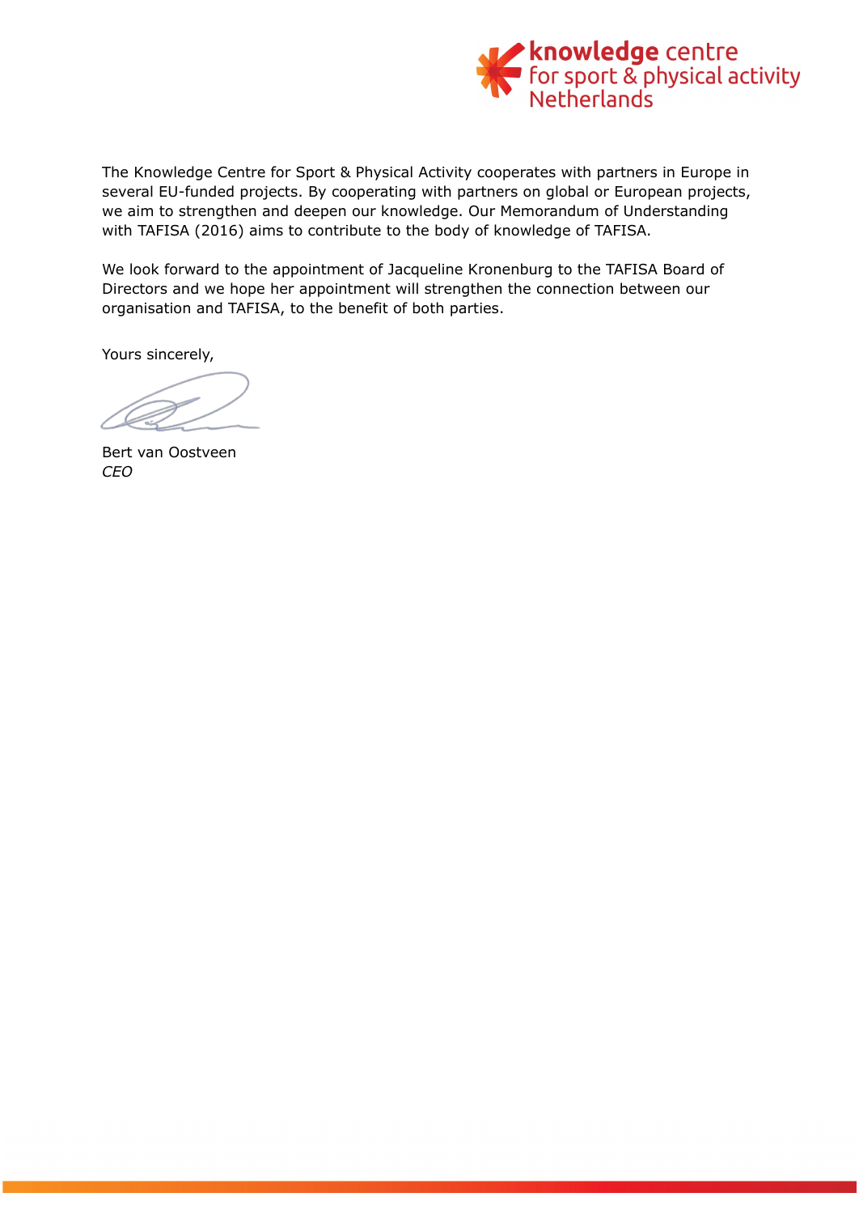The Knowledge Centre for Sport & Physical Activity cooperates with partners in Europe in several EU-funded projects. By cooperating with partners on global or European projects, we aim to strengthen and deepen our knowledge. Our Memorandum of Understanding with TAFISA (2016) aims to contribute to the body of knowledge of TAFISA.

We look forward to the appointment of Jacqueline Kronenburg to the TAFISA Board of Directors and we hope her appointment will strengthen the connection between our organisation and TAFISA, to the benefit of both parties.

Yours sincerely,

Bert van Oostveen
*CEO*